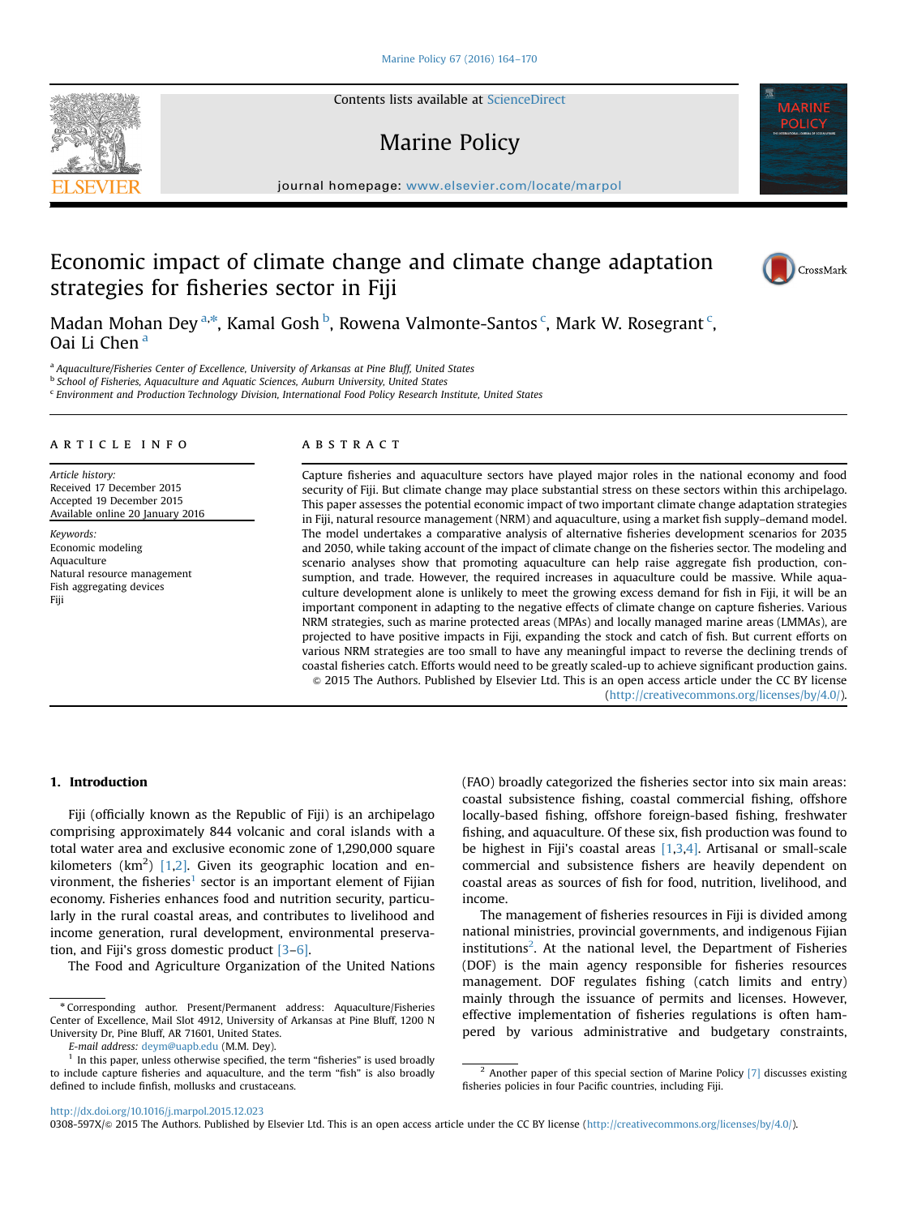# Economic impact of climate change and climate change adaptation strategies for fisheries sector in Fiji

Madan Mohan Dey [a,*], Kamal Gosh [b], Rowena Valmonte-Santos [c], Mark W. Rosegrant [c], Oai Li Chen [a]

[a] Aquaculture/Fisheries Center of Excellence, University of Arkansas at Pine Bluff, United States

[b] School of Fisheries, Aquaculture and Aquatic Sciences, Auburn University, United States

[c] Environment and Production Technology Division, International Food Policy Research Institute, United States

## ARTICLE INFO

*Article history:*
Received 17 December 2015
Accepted 19 December 2015
Available online 20 January 2016

*Keywords:*
Economic modeling
Aquaculture
Natural resource management
Fish aggregating devices
Fiji

## ABSTRACT

Capture fisheries and aquaculture sectors have played major roles in the national economy and food security of Fiji. But climate change may place substantial stress on these sectors within this archipelago. This paper assesses the potential economic impact of two important climate change adaptation strategies in Fiji, natural resource management (NRM) and aquaculture, using a market fish supply–demand model. The model undertakes a comparative analysis of alternative fisheries development scenarios for 2035 and 2050, while taking account of the impact of climate change on the fisheries sector. The modeling and scenario analyses show that promoting aquaculture can help raise aggregate fish production, consumption, and trade. However, the required increases in aquaculture could be massive. While aquaculture development alone is unlikely to meet the growing excess demand for fish in Fiji, it will be an important component in adapting to the negative effects of climate change on capture fisheries. Various NRM strategies, such as marine protected areas (MPAs) and locally managed marine areas (LMMAs), are projected to have positive impacts in Fiji, expanding the stock and catch of fish. But current efforts on various NRM strategies are too small to have any meaningful impact to reverse the declining trends of coastal fisheries catch. Efforts would need to be greatly scaled-up to achieve significant production gains.

© 2015 The Authors. Published by Elsevier Ltd. This is an open access article under the CC BY license (http://creativecommons.org/licenses/by/4.0/).

## 1. Introduction

Fiji (officially known as the Republic of Fiji) is an archipelago comprising approximately 844 volcanic and coral islands with a total water area and exclusive economic zone of 1,290,000 square kilometers ($km^2$) [1,2]. Given its geographic location and environment, the fisheries[1] sector is an important element of Fijian economy. Fisheries enhances food and nutrition security, particularly in the rural coastal areas, and contributes to livelihood and income generation, rural development, environmental preservation, and Fiji's gross domestic product [3–6].

The Food and Agriculture Organization of the United Nations (FAO) broadly categorized the fisheries sector into six main areas: coastal subsistence fishing, coastal commercial fishing, offshore locally-based fishing, offshore foreign-based fishing, freshwater fishing, and aquaculture. Of these six, fish production was found to be highest in Fiji's coastal areas [1,3,4]. Artisanal or small-scale commercial and subsistence fishers are heavily dependent on coastal areas as sources of fish for food, nutrition, livelihood, and income.

The management of fisheries resources in Fiji is divided among national ministries, provincial governments, and indigenous Fijian institutions[2]. At the national level, the Department of Fisheries (DOF) is the main agency responsible for fisheries resources management. DOF regulates fishing (catch limits and entry) mainly through the issuance of permits and licenses. However, effective implementation of fisheries regulations is often hampered by various administrative and budgetary constraints,

---

* Corresponding author. Present/Permanent address: Aquaculture/Fisheries Center of Excellence, Mail Slot 4912, University of Arkansas at Pine Bluff, 1200 N University Dr, Pine Bluff, AR 71601, United States.

*E-mail address:* deym@uapb.edu (M.M. Dey).

[1] In this paper, unless otherwise specified, the term "fisheries" is used broadly to include capture fisheries and aquaculture, and the term "fish" is also broadly defined to include finfish, mollusks and crustaceans.

[2] Another paper of this special section of Marine Policy [7] discusses existing fisheries policies in four Pacific countries, including Fiji.

http://dx.doi.org/10.1016/j.marpol.2015.12.023

0308-597X/© 2015 The Authors. Published by Elsevier Ltd. This is an open access article under the CC BY license (http://creativecommons.org/licenses/by/4.0/).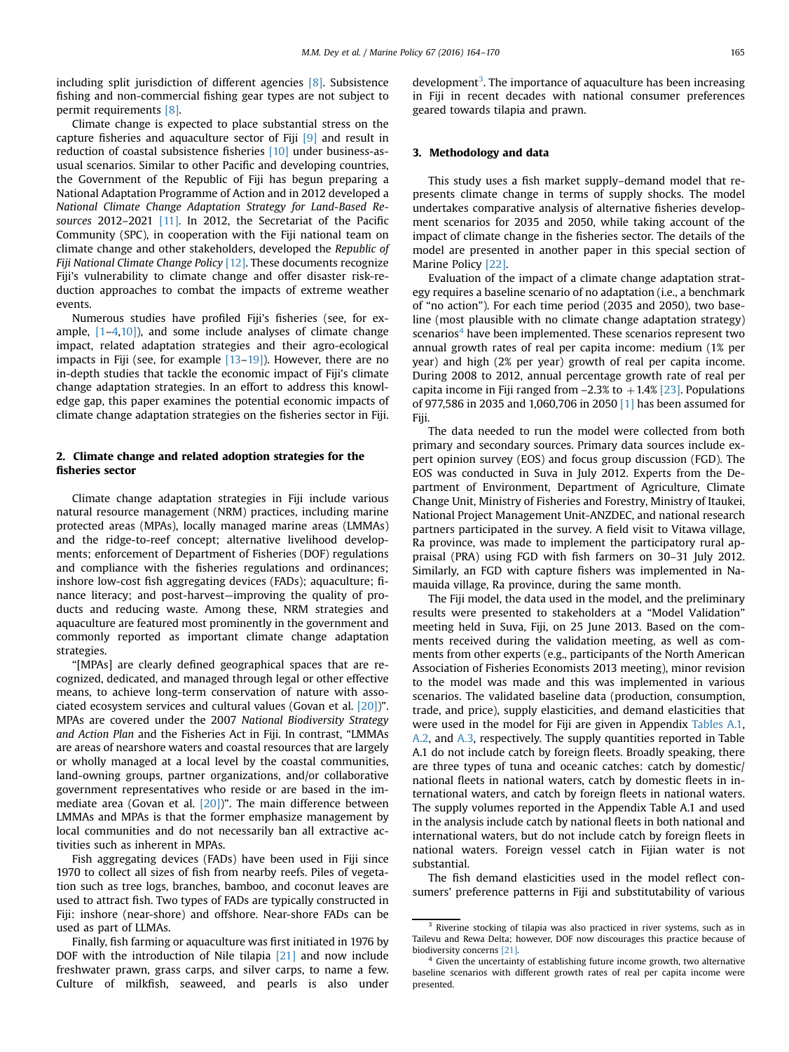including split jurisdiction of different agencies [8]. Subsistence fishing and non-commercial fishing gear types are not subject to permit requirements [8].

Climate change is expected to place substantial stress on the capture fisheries and aquaculture sector of Fiji [9] and result in reduction of coastal subsistence fisheries [10] under business-as-usual scenarios. Similar to other Pacific and developing countries, the Government of the Republic of Fiji has begun preparing a National Adaptation Programme of Action and in 2012 developed a *National Climate Change Adaptation Strategy for Land-Based Resources* 2012–2021 [11]. In 2012, the Secretariat of the Pacific Community (SPC), in cooperation with the Fiji national team on climate change and other stakeholders, developed the *Republic of Fiji National Climate Change Policy* [12]. These documents recognize Fiji's vulnerability to climate change and offer disaster risk-reduction approaches to combat the impacts of extreme weather events.

Numerous studies have profiled Fiji's fisheries (see, for example, [1–4,10]), and some include analyses of climate change impact, related adaptation strategies and their agro-ecological impacts in Fiji (see, for example [13–19]). However, there are no in-depth studies that tackle the economic impact of Fiji's climate change adaptation strategies. In an effort to address this knowledge gap, this paper examines the potential economic impacts of climate change adaptation strategies on the fisheries sector in Fiji.

## 2. Climate change and related adoption strategies for the fisheries sector

Climate change adaptation strategies in Fiji include various natural resource management (NRM) practices, including marine protected areas (MPAs), locally managed marine areas (LMMAs) and the ridge-to-reef concept; alternative livelihood developments; enforcement of Department of Fisheries (DOF) regulations and compliance with the fisheries regulations and ordinances; inshore low-cost fish aggregating devices (FADs); aquaculture; finance literacy; and post-harvest—improving the quality of products and reducing waste. Among these, NRM strategies and aquaculture are featured most prominently in the government and commonly reported as important climate change adaptation strategies.

"[MPAs] are clearly defined geographical spaces that are recognized, dedicated, and managed through legal or other effective means, to achieve long-term conservation of nature with associated ecosystem services and cultural values (Govan et al. [20])". MPAs are covered under the 2007 *National Biodiversity Strategy and Action Plan* and the Fisheries Act in Fiji. In contrast, "LMMAs are areas of nearshore waters and coastal resources that are largely or wholly managed at a local level by the coastal communities, land-owning groups, partner organizations, and/or collaborative government representatives who reside or are based in the immediate area (Govan et al. [20])". The main difference between LMMAs and MPAs is that the former emphasize management by local communities and do not necessarily ban all extractive activities such as inherent in MPAs.

Fish aggregating devices (FADs) have been used in Fiji since 1970 to collect all sizes of fish from nearby reefs. Piles of vegetation such as tree logs, branches, bamboo, and coconut leaves are used to attract fish. Two types of FADs are typically constructed in Fiji: inshore (near-shore) and offshore. Near-shore FADs can be used as part of LLMAs.

Finally, fish farming or aquaculture was first initiated in 1976 by DOF with the introduction of Nile tilapia [21] and now include freshwater prawn, grass carps, and silver carps, to name a few. Culture of milkfish, seaweed, and pearls is also under development[3]. The importance of aquaculture has been increasing in Fiji in recent decades with national consumer preferences geared towards tilapia and prawn.

## 3. Methodology and data

This study uses a fish market supply–demand model that represents climate change in terms of supply shocks. The model undertakes comparative analysis of alternative fisheries development scenarios for 2035 and 2050, while taking account of the impact of climate change in the fisheries sector. The details of the model are presented in another paper in this special section of Marine Policy [22].

Evaluation of the impact of a climate change adaptation strategy requires a baseline scenario of no adaptation (i.e., a benchmark of "no action"). For each time period (2035 and 2050), two baseline (most plausible with no climate change adaptation strategy) scenarios[4] have been implemented. These scenarios represent two annual growth rates of real per capita income: medium (1% per year) and high (2% per year) growth of real per capita income. During 2008 to 2012, annual percentage growth rate of real per capita income in Fiji ranged from −2.3% to +1.4% [23]. Populations of 977,586 in 2035 and 1,060,706 in 2050 [1] has been assumed for Fiji.

The data needed to run the model were collected from both primary and secondary sources. Primary data sources include expert opinion survey (EOS) and focus group discussion (FGD). The EOS was conducted in Suva in July 2012. Experts from the Department of Environment, Department of Agriculture, Climate Change Unit, Ministry of Fisheries and Forestry, Ministry of Itaukei, National Project Management Unit-ANZDEC, and national research partners participated in the survey. A field visit to Vitawa village, Ra province, was made to implement the participatory rural appraisal (PRA) using FGD with fish farmers on 30–31 July 2012. Similarly, an FGD with capture fishers was implemented in Namauida village, Ra province, during the same month.

The Fiji model, the data used in the model, and the preliminary results were presented to stakeholders at a "Model Validation" meeting held in Suva, Fiji, on 25 June 2013. Based on the comments received during the validation meeting, as well as comments from other experts (e.g., participants of the North American Association of Fisheries Economists 2013 meeting), minor revision to the model was made and this was implemented in various scenarios. The validated baseline data (production, consumption, trade, and price), supply elasticities, and demand elasticities that were used in the model for Fiji are given in Appendix Tables A.1, A.2, and A.3, respectively. The supply quantities reported in Table A.1 do not include catch by foreign fleets. Broadly speaking, there are three types of tuna and oceanic catches: catch by domestic/national fleets in national waters, catch by domestic fleets in international waters, and catch by foreign fleets in national waters. The supply volumes reported in the Appendix Table A.1 and used in the analysis include catch by national fleets in both national and international waters, but do not include catch by foreign fleets in national waters. Foreign vessel catch in Fijian water is not substantial.

The fish demand elasticities used in the model reflect consumers' preference patterns in Fiji and substitutability of various

[3] Riverine stocking of tilapia was also practiced in river systems, such as in Tailevu and Rewa Delta; however, DOF now discourages this practice because of biodiversity concerns [21].

[4] Given the uncertainty of establishing future income growth, two alternative baseline scenarios with different growth rates of real per capita income were presented.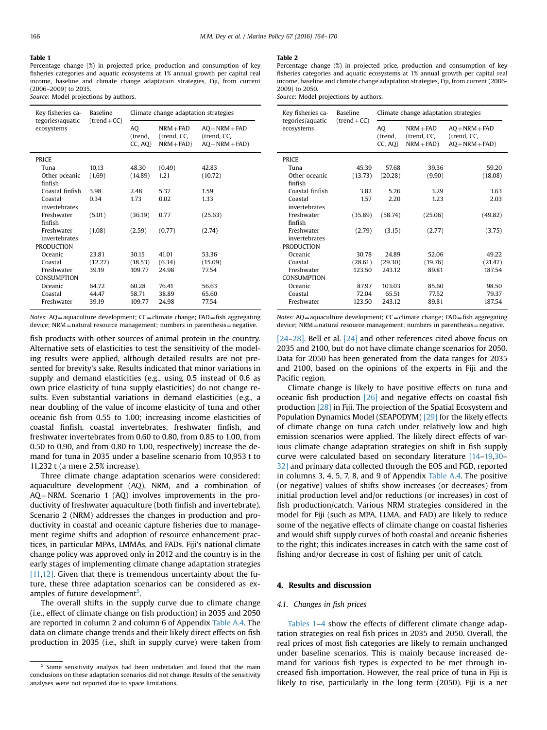**Table 1**
Percentage change (%) in projected price, production and consumption of key fisheries categories and aquatic ecosystems at 1% annual growth per capital real income, baseline and climate change adaptation strategies, Fiji, from current (2006–2009) to 2035.
*Source*: Model projections by authors.

| Key fisheries categories/aquatic ecosystems | Baseline (trend+CC) | Climate change adaptation strategies | | |
|---|---|---|---|---|
| | | AQ (trend, CC, AQ) | NRM+FAD (trend, CC, NRM+FAD) | AQ+NRM+FAD (trend, CC, AQ+NRM+FAD) |
| PRICE | | | | |
| Tuna | 10.13 | 48.30 | (0.49) | 42.83 |
| Other oceanic finfish | (1.69) | (14.89) | 1.21 | (10.72) |
| Coastal finfish | 3.98 | 2.48 | 5.37 | 1.59 |
| Coastal invertebrates | 0.34 | 1.73 | 0.02 | 1.33 |
| Freshwater finfish | (5.01) | (36.19) | 0.77 | (25.63) |
| Freshwater invertebrates | (1.08) | (2.59) | (0.77) | (2.74) |
| PRODUCTION | | | | |
| Oceanic | 23.81 | 30.15 | 41.01 | 53.36 |
| Coastal | (12.27) | (18.53) | (6.34) | (15.09) |
| Freshwater | 39.19 | 109.77 | 24.98 | 77.54 |
| CONSUMPTION | | | | |
| Oceanic | 64.72 | 60.28 | 76.41 | 56.63 |
| Coastal | 44.47 | 58.71 | 38.89 | 65.60 |
| Freshwater | 39.19 | 109.77 | 24.98 | 77.54 |

*Notes*: AQ=aquaculture development; CC=climate change; FAD=fish aggregating device; NRM=natural resource management; numbers in parenthesis=negative.

**Table 2**
Percentage change (%) in projected price, production and consumption of key fisheries categories and aquatic ecosystems at 1% annual growth per capital real income, baseline and climate change adaptation strategies, Fiji, from current (2006-2009) to 2050.
*Source*: Model projections by authors.

| Key fisheries categories/aquatic ecosystems | Baseline (trend+CC) | Climate change adaptation strategies | | |
|---|---|---|---|---|
| | | AQ (trend, CC, AQ) | NRM+FAD (trend, CC, NRM+FAD) | AQ+NRM+FAD (trend, CC, AQ+NRM+FAD) |
| PRICE | | | | |
| Tuna | 45.39 | 57.68 | 39.36 | 59.20 |
| Other oceanic finfish | (13.73) | (20.28) | (9.90) | (18.08) |
| Coastal finfish | 3.82 | 5.26 | 3.29 | 3.63 |
| Coastal invertebrates | 1.57 | 2.20 | 1.23 | 2.03 |
| Freshwater finfish | (35.89) | (58.74) | (25.06) | (49.82) |
| Freshwater invertebrates | (2.79) | (3.15) | (2.77) | (3.75) |
| PRODUCTION | | | | |
| Oceanic | 30.78 | 24.89 | 52.06 | 49.22 |
| Coastal | (28.61) | (29.30) | (19.76) | (21.47) |
| Freshwater | 123.50 | 243.12 | 89.81 | 187.54 |
| CONSUMPTION | | | | |
| Oceanic | 87.97 | 103.03 | 85.60 | 98.50 |
| Coastal | 72.04 | 65.51 | 77.52 | 79.37 |
| Freshwater | 123.50 | 243.12 | 89.81 | 187.54 |

*Notes*: AQ=aquaculture development; CC=climate change; FAD=fish aggregating device; NRM=natural resource management; numbers in parenthesis=negative.

fish products with other sources of animal protein in the country. Alternative sets of elasticities to test the sensitivity of the modeling results were applied, although detailed results are not presented for brevity's sake. Results indicated that minor variations in supply and demand elasticities (e.g., using 0.5 instead of 0.6 as own price elasticity of tuna supply elasticities) do not change results. Even substantial variations in demand elasticities (e.g., a near doubling of the value of income elasticity of tuna and other oceanic fish from 0.55 to 1.00; increasing income elasticities of coastal finfish, coastal invertebrates, freshwater finfish, and freshwater invertebrates from 0.60 to 0.80, from 0.85 to 1.00, from 0.50 to 0.90, and from 0.80 to 1.00, respectively) increase the demand for tuna in 2035 under a baseline scenario from 10,953 t to 11,232 t (a mere 2.5% increase).

Three climate change adaptation scenarios were considered: aquaculture development (AQ), NRM, and a combination of AQ+NRM. Scenario 1 (AQ) involves improvements in the productivity of freshwater aquaculture (both finfish and invertebrate). Scenario 2 (NRM) addresses the changes in production and productivity in coastal and oceanic capture fisheries due to management regime shifts and adoption of resource enhancement practices, in particular MPAs, LMMAs, and FADs. Fiji's national climate change policy was approved only in 2012 and the country is in the early stages of implementing climate change adaptation strategies [11,12]. Given that there is tremendous uncertainty about the future, these three adaptation scenarios can be considered as examples of future development[5].

The overall shifts in the supply curve due to climate change (i.e., effect of climate change on fish production) in 2035 and 2050 are reported in column 2 and column 6 of Appendix Table A.4. The data on climate change trends and their likely direct effects on fish production in 2035 (i.e., shift in supply curve) were taken from [24–28]. Bell et al. [24] and other references cited above focus on 2035 and 2100, but do not have climate change scenarios for 2050. Data for 2050 has been generated from the data ranges for 2035 and 2100, based on the opinions of the experts in Fiji and the Pacific region.

Climate change is likely to have positive effects on tuna and oceanic fish production [26] and negative effects on coastal fish production [28] in Fiji. The projection of the Spatial Ecosystem and Population Dynamics Model (SEAPODYM) [29] for the likely effects of climate change on tuna catch under relatively low and high emission scenarios were applied. The likely direct effects of various climate change adaptation strategies on shift in fish supply curve were calculated based on secondary literature [14–19,30–32] and primary data collected through the EOS and FGD, reported in columns 3, 4, 5, 7, 8, and 9 of Appendix Table A.4. The positive (or negative) values of shifts show increases (or decreases) from initial production level and/or reductions (or increases) in cost of fish production/catch. Various NRM strategies considered in the model for Fiji (such as MPA, LLMA, and FAD) are likely to reduce some of the negative effects of climate change on coastal fisheries and would shift supply curves of both coastal and oceanic fisheries to the right; this indicates increases in catch with the same cost of fishing and/or decrease in cost of fishing per unit of catch.

## 4. Results and discussion

### 4.1. Changes in fish prices

Tables 1–4 show the effects of different climate change adaptation strategies on real fish prices in 2035 and 2050. Overall, the real prices of most fish categories are likely to remain unchanged under baseline scenarios. This is mainly because increased demand for various fish types is expected to be met through increased fish importation. However, the real price of tuna in Fiji is likely to rise, particularly in the long term (2050). Fiji is a net

[5] Some sensitivity analysis had been undertaken and found that the main conclusions on these adaptation scenarios did not change. Results of the sensitivity analyses were not reported due to space limitations.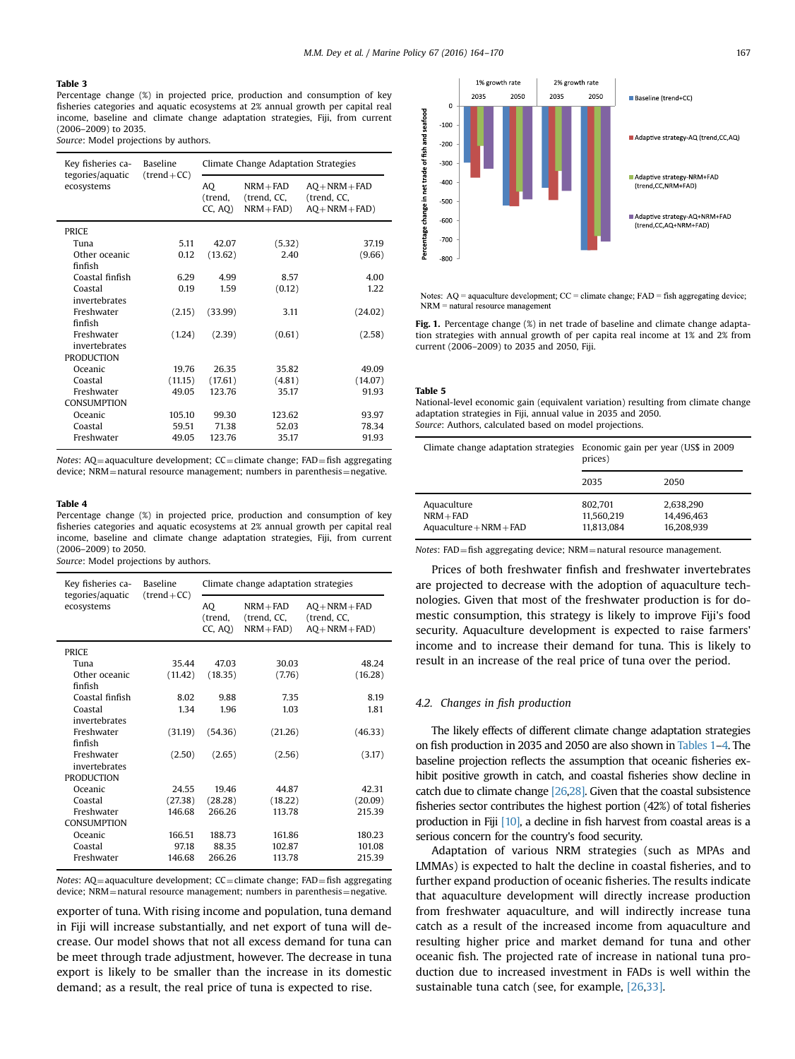**Table 3**
Percentage change (%) in projected price, production and consumption of key fisheries categories and aquatic ecosystems at 2% annual growth per capital real income, baseline and climate change adaptation strategies, Fiji, from current (2006–2009) to 2035.
*Source*: Model projections by authors.

| Key fisheries categories/aquatic ecosystems | Baseline (trend+CC) | Climate Change Adaptation Strategies | | |
|---|---|---|---|---|
| | | AQ (trend, CC, AQ) | NRM+FAD (trend, CC, NRM+FAD) | AQ+NRM+FAD (trend, CC, AQ+NRM+FAD) |
| PRICE | | | | |
| Tuna | 5.11 | 42.07 | (5.32) | 37.19 |
| Other oceanic finfish | 0.12 | (13.62) | 2.40 | (9.66) |
| Coastal finfish | 6.29 | 4.99 | 8.57 | 4.00 |
| Coastal invertebrates | 0.19 | 1.59 | (0.12) | 1.22 |
| Freshwater finfish | (2.15) | (33.99) | 3.11 | (24.02) |
| Freshwater invertebrates | (1.24) | (2.39) | (0.61) | (2.58) |
| PRODUCTION | | | | |
| Oceanic | 19.76 | 26.35 | 35.82 | 49.09 |
| Coastal | (11.15) | (17.61) | (4.81) | (14.07) |
| Freshwater | 49.05 | 123.76 | 35.17 | 91.93 |
| CONSUMPTION | | | | |
| Oceanic | 105.10 | 99.30 | 123.62 | 93.97 |
| Coastal | 59.51 | 71.38 | 52.03 | 78.34 |
| Freshwater | 49.05 | 123.76 | 35.17 | 91.93 |

*Notes*: AQ=aquaculture development; CC=climate change; FAD=fish aggregating device; NRM=natural resource management; numbers in parenthesis=negative.

**Table 4**
Percentage change (%) in projected price, production and consumption of key fisheries categories and aquatic ecosystems at 2% annual growth per capital real income, baseline and climate change adaptation strategies, Fiji, from current (2006–2009) to 2050.
*Source*: Model projections by authors.

| Key fisheries categories/aquatic ecosystems | Baseline (trend+CC) | Climate change adaptation strategies | | |
|---|---|---|---|---|
| | | AQ (trend, CC, AQ) | NRM+FAD (trend, CC, NRM+FAD) | AQ+NRM+FAD (trend, CC, AQ+NRM+FAD) |
| PRICE | | | | |
| Tuna | 35.44 | 47.03 | 30.03 | 48.24 |
| Other oceanic finfish | (11.42) | (18.35) | (7.76) | (16.28) |
| Coastal finfish | 8.02 | 9.88 | 7.35 | 8.19 |
| Coastal invertebrates | 1.34 | 1.96 | 1.03 | 1.81 |
| Freshwater finfish | (31.19) | (54.36) | (21.26) | (46.33) |
| Freshwater invertebrates | (2.50) | (2.65) | (2.56) | (3.17) |
| PRODUCTION | | | | |
| Oceanic | 24.55 | 19.46 | 44.87 | 42.31 |
| Coastal | (27.38) | (28.28) | (18.22) | (20.09) |
| Freshwater | 146.68 | 266.26 | 113.78 | 215.39 |
| CONSUMPTION | | | | |
| Oceanic | 166.51 | 188.73 | 161.86 | 180.23 |
| Coastal | 97.18 | 88.35 | 102.87 | 101.08 |
| Freshwater | 146.68 | 266.26 | 113.78 | 215.39 |

*Notes*: AQ=aquaculture development; CC=climate change; FAD=fish aggregating device; NRM=natural resource management; numbers in parenthesis=negative.

exporter of tuna. With rising income and population, tuna demand in Fiji will increase substantially, and net export of tuna will decrease. Our model shows that not all excess demand for tuna can be meet through trade adjustment, however. The decrease in tuna export is likely to be smaller than the increase in its domestic demand; as a result, the real price of tuna is expected to rise.

Notes: AQ = aquaculture development; CC = climate change; FAD = fish aggregating device; NRM = natural resource management

**Fig. 1.** Percentage change (%) in net trade of baseline and climate change adaptation strategies with annual growth of per capita real income at 1% and 2% from current (2006–2009) to 2035 and 2050, Fiji.

**Table 5**
National-level economic gain (equivalent variation) resulting from climate change adaptation strategies in Fiji, annual value in 2035 and 2050.
*Source*: Authors, calculated based on model projections.

| Climate change adaptation strategies | Economic gain per year (US$ in 2009 prices) | |
|---|---|---|
| | 2035 | 2050 |
| Aquaculture | 802,701 | 2,638,290 |
| NRM+FAD | 11,560,219 | 14,496,463 |
| Aquaculture+NRM+FAD | 11,813,084 | 16,208,939 |

*Notes*: FAD=fish aggregating device; NRM=natural resource management.

Prices of both freshwater finfish and freshwater invertebrates are projected to decrease with the adoption of aquaculture technologies. Given that most of the freshwater production is for domestic consumption, this strategy is likely to improve Fiji's food security. Aquaculture development is expected to raise farmers' income and to increase their demand for tuna. This is likely to result in an increase of the real price of tuna over the period.

### 4.2. Changes in fish production

The likely effects of different climate change adaptation strategies on fish production in 2035 and 2050 are also shown in Tables 1–4. The baseline projection reflects the assumption that oceanic fisheries exhibit positive growth in catch, and coastal fisheries show decline in catch due to climate change [26,28]. Given that the coastal subsistence fisheries sector contributes the highest portion (42%) of total fisheries production in Fiji [10], a decline in fish harvest from coastal areas is a serious concern for the country's food security.

Adaptation of various NRM strategies (such as MPAs and LMMAs) is expected to halt the decline in coastal fisheries, and to further expand production of oceanic fisheries. The results indicate that aquaculture development will directly increase production from freshwater aquaculture, and will indirectly increase tuna catch as a result of the increased income from aquaculture and resulting higher price and market demand for tuna and other oceanic fish. The projected rate of increase in national tuna production due to increased investment in FADs is well within the sustainable tuna catch (see, for example, [26,33].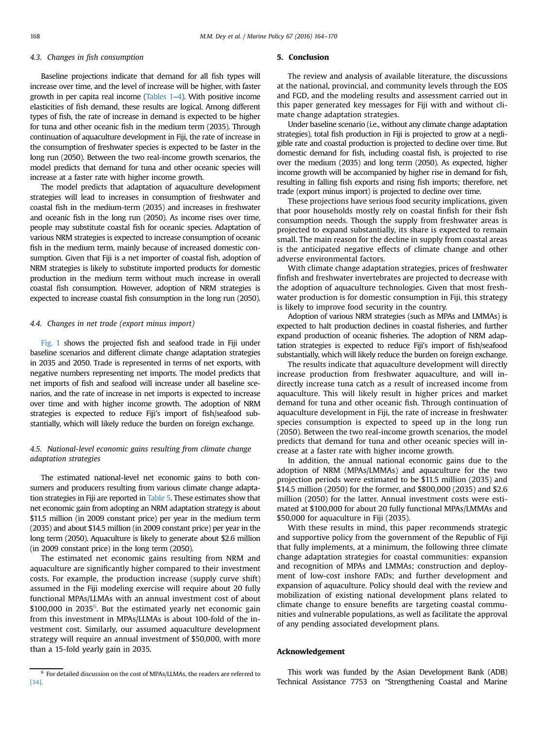### 4.3. Changes in fish consumption

Baseline projections indicate that demand for all fish types will increase over time, and the level of increase will be higher, with faster growth in per capita real income (Tables 1–4). With positive income elasticities of fish demand, these results are logical. Among different types of fish, the rate of increase in demand is expected to be higher for tuna and other oceanic fish in the medium term (2035). Through continuation of aquaculture development in Fiji, the rate of increase in the consumption of freshwater species is expected to be faster in the long run (2050). Between the two real-income growth scenarios, the model predicts that demand for tuna and other oceanic species will increase at a faster rate with higher income growth.

The model predicts that adaptation of aquaculture development strategies will lead to increases in consumption of freshwater and coastal fish in the medium-term (2035) and increases in freshwater and oceanic fish in the long run (2050). As income rises over time, people may substitute coastal fish for oceanic species. Adaptation of various NRM strategies is expected to increase consumption of oceanic fish in the medium term, mainly because of increased domestic consumption. Given that Fiji is a net importer of coastal fish, adoption of NRM strategies is likely to substitute imported products for domestic production in the medium term without much increase in overall coastal fish consumption. However, adoption of NRM strategies is expected to increase coastal fish consumption in the long run (2050).

### 4.4. Changes in net trade (export minus import)

Fig. 1 shows the projected fish and seafood trade in Fiji under baseline scenarios and different climate change adaptation strategies in 2035 and 2050. Trade is represented in terms of net exports, with negative numbers representing net imports. The model predicts that net imports of fish and seafood will increase under all baseline scenarios, and the rate of increase in net imports is expected to increase over time and with higher income growth. The adoption of NRM strategies is expected to reduce Fiji's import of fish/seafood substantially, which will likely reduce the burden on foreign exchange.

### 4.5. National-level economic gains resulting from climate change adaptation strategies

The estimated national-level net economic gains to both consumers and producers resulting from various climate change adaptation strategies in Fiji are reported in Table 5. These estimates show that net economic gain from adopting an NRM adaptation strategy is about $11.5 million (in 2009 constant price) per year in the medium term (2035) and about $14.5 million (in 2009 constant price) per year in the long term (2050). Aquaculture is likely to generate about $2.6 million (in 2009 constant price) in the long term (2050).

The estimated net economic gains resulting from NRM and aquaculture are significantly higher compared to their investment costs. For example, the production increase (supply curve shift) assumed in the Fiji modeling exercise will require about 20 fully functional MPAs/LLMAs with an annual investment cost of about $100,000 in 2035[6]. But the estimated yearly net economic gain from this investment in MPAs/LLMAs is about 100-fold of the investment cost. Similarly, our assumed aquaculture development strategy will require an annual investment of $50,000, with more than a 15-fold yearly gain in 2035.

## 5. Conclusion

The review and analysis of available literature, the discussions at the national, provincial, and community levels through the EOS and FGD, and the modeling results and assessment carried out in this paper generated key messages for Fiji with and without climate change adaptation strategies.

Under baseline scenario (i.e., without any climate change adaptation strategies), total fish production in Fiji is projected to grow at a negligible rate and coastal production is projected to decline over time. But domestic demand for fish, including coastal fish, is projected to rise over the medium (2035) and long term (2050). As expected, higher income growth will be accompanied by higher rise in demand for fish, resulting in falling fish exports and rising fish imports; therefore, net trade (export minus import) is projected to decline over time.

These projections have serious food security implications, given that poor households mostly rely on coastal finfish for their fish consumption needs. Though the supply from freshwater areas is projected to expand substantially, its share is expected to remain small. The main reason for the decline in supply from coastal areas is the anticipated negative effects of climate change and other adverse environmental factors.

With climate change adaptation strategies, prices of freshwater finfish and freshwater invertebrates are projected to decrease with the adoption of aquaculture technologies. Given that most freshwater production is for domestic consumption in Fiji, this strategy is likely to improve food security in the country.

Adoption of various NRM strategies (such as MPAs and LMMAs) is expected to halt production declines in coastal fisheries, and further expand production of oceanic fisheries. The adoption of NRM adaptation strategies is expected to reduce Fiji's import of fish/seafood substantially, which will likely reduce the burden on foreign exchange.

The results indicate that aquaculture development will directly increase production from freshwater aquaculture, and will indirectly increase tuna catch as a result of increased income from aquaculture. This will likely result in higher prices and market demand for tuna and other oceanic fish. Through continuation of aquaculture development in Fiji, the rate of increase in freshwater species consumption is expected to speed up in the long run (2050). Between the two real-income growth scenarios, the model predicts that demand for tuna and other oceanic species will increase at a faster rate with higher income growth.

In addition, the annual national economic gains due to the adoption of NRM (MPAs/LMMAs) and aquaculture for the two projection periods were estimated to be $11.5 million (2035) and $14.5 million (2050) for the former, and $800,000 (2035) and $2.6 million (2050) for the latter. Annual investment costs were estimated at $100,000 for about 20 fully functional MPAs/LMMAs and $50,000 for aquaculture in Fiji (2035).

With these results in mind, this paper recommends strategic and supportive policy from the government of the Republic of Fiji that fully implements, at a minimum, the following three climate change adaptation strategies for coastal communities: expansion and recognition of MPAs and LMMAs; construction and deployment of low-cost inshore FADs; and further development and expansion of aquaculture. Policy should deal with the review and mobilization of existing national development plans related to climate change to ensure benefits are targeting coastal communities and vulnerable populations, as well as facilitate the approval of any pending associated development plans.

## Acknowledgement

This work was funded by the Asian Development Bank (ADB) Technical Assistance 7753 on "Strengthening Coastal and Marine

---

[6] For detailed discussion on the cost of MPAs/LLMAs, the readers are referred to [34].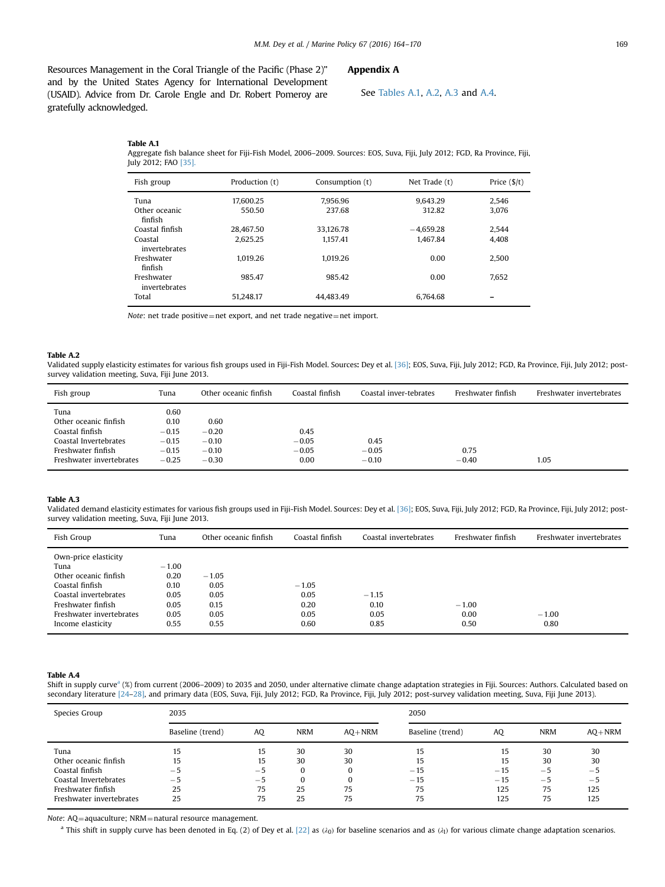Resources Management in the Coral Triangle of the Pacific (Phase 2)" and by the United States Agency for International Development (USAID). Advice from Dr. Carole Engle and Dr. Robert Pomeroy are gratefully acknowledged.

## Appendix A

See Tables A.1, A.2, A.3 and A.4.

**Table A.1**
Aggregate fish balance sheet for Fiji-Fish Model, 2006–2009. Sources: EOS, Suva, Fiji, July 2012; FGD, Ra Province, Fiji, July 2012; FAO [35].

| Fish group | Production (t) | Consumption (t) | Net Trade (t) | Price ($/t) |
|---|---|---|---|---|
| Tuna | 17,600.25 | 7,956.96 | 9,643.29 | 2,546 |
| Other oceanic finfish | 550.50 | 237.68 | 312.82 | 3,076 |
| Coastal finfish | 28,467.50 | 33,126.78 | −4,659.28 | 2,544 |
| Coastal invertebrates | 2,625.25 | 1,157.41 | 1,467.84 | 4,408 |
| Freshwater finfish | 1,019.26 | 1,019.26 | 0.00 | 2,500 |
| Freshwater invertebrates | 985.47 | 985.42 | 0.00 | 7,652 |
| Total | 51,248.17 | 44,483.49 | 6,764.68 | – |

*Note*: net trade positive = net export, and net trade negative = net import.

**Table A.2**
Validated supply elasticity estimates for various fish groups used in Fiji-Fish Model. Sources: Dey et al. [36]; EOS, Suva, Fiji, July 2012; FGD, Ra Province, Fiji, July 2012; post-survey validation meeting, Suva, Fiji June 2013.

| Fish group | Tuna | Other oceanic finfish | Coastal finfish | Coastal inver-tebrates | Freshwater finfish | Freshwater invertebrates |
|---|---|---|---|---|---|---|
| Tuna | 0.60 | | | | | |
| Other oceanic finfish | 0.10 | 0.60 | | | | |
| Coastal finfish | −0.15 | −0.20 | 0.45 | | | |
| Coastal Invertebrates | −0.15 | −0.10 | −0.05 | 0.45 | | |
| Freshwater finfish | −0.15 | −0.10 | −0.05 | −0.05 | 0.75 | |
| Freshwater invertebrates | −0.25 | −0.30 | 0.00 | −0.10 | −0.40 | 1.05 |

**Table A.3**
Validated demand elasticity estimates for various fish groups used in Fiji-Fish Model. Sources: Dey et al. [36]; EOS, Suva, Fiji, July 2012; FGD, Ra Province, Fiji, July 2012; post-survey validation meeting, Suva, Fiji June 2013.

| Fish Group | Tuna | Other oceanic finfish | Coastal finfish | Coastal invertebrates | Freshwater finfish | Freshwater invertebrates |
|---|---|---|---|---|---|---|
| Own-price elasticity | | | | | | |
| Tuna | −1.00 | | | | | |
| Other oceanic finfish | 0.20 | −1.05 | | | | |
| Coastal finfish | 0.10 | 0.05 | −1.05 | | | |
| Coastal invertebrates | 0.05 | 0.05 | 0.05 | −1.15 | | |
| Freshwater finfish | 0.05 | 0.15 | 0.20 | 0.10 | −1.00 | |
| Freshwater invertebrates | 0.05 | 0.05 | 0.05 | 0.05 | 0.00 | −1.00 |
| Income elasticity | 0.55 | 0.55 | 0.60 | 0.85 | 0.50 | 0.80 |

**Table A.4**
Shift in supply curve[a] (%) from current (2006–2009) to 2035 and 2050, under alternative climate change adaptation strategies in Fiji. Sources: Authors. Calculated based on secondary literature [24–28], and primary data (EOS, Suva, Fiji, July 2012; FGD, Ra Province, Fiji, July 2012; post-survey validation meeting, Suva, Fiji June 2013).

| Species Group | 2035 | | | | 2050 | | | |
|---|---|---|---|---|---|---|---|---|
| | Baseline (trend) | AQ | NRM | AQ+NRM | Baseline (trend) | AQ | NRM | AQ+NRM |
| Tuna | 15 | 15 | 30 | 30 | 15 | 15 | 30 | 30 |
| Other oceanic finfish | 15 | 15 | 30 | 30 | 15 | 15 | 30 | 30 |
| Coastal finfish | −5 | −5 | 0 | 0 | −15 | −15 | −5 | −5 |
| Coastal Invertebrates | −5 | −5 | 0 | 0 | −15 | −15 | −5 | −5 |
| Freshwater finfish | 25 | 75 | 25 | 75 | 75 | 125 | 75 | 125 |
| Freshwater invertebrates | 25 | 75 | 25 | 75 | 75 | 125 | 75 | 125 |

*Note*: AQ = aquaculture; NRM = natural resource management.

[a] This shift in supply curve has been denoted in Eq. (2) of Dey et al. [22] as ($\lambda_0$) for baseline scenarios and as ($\lambda_1$) for various climate change adaptation scenarios.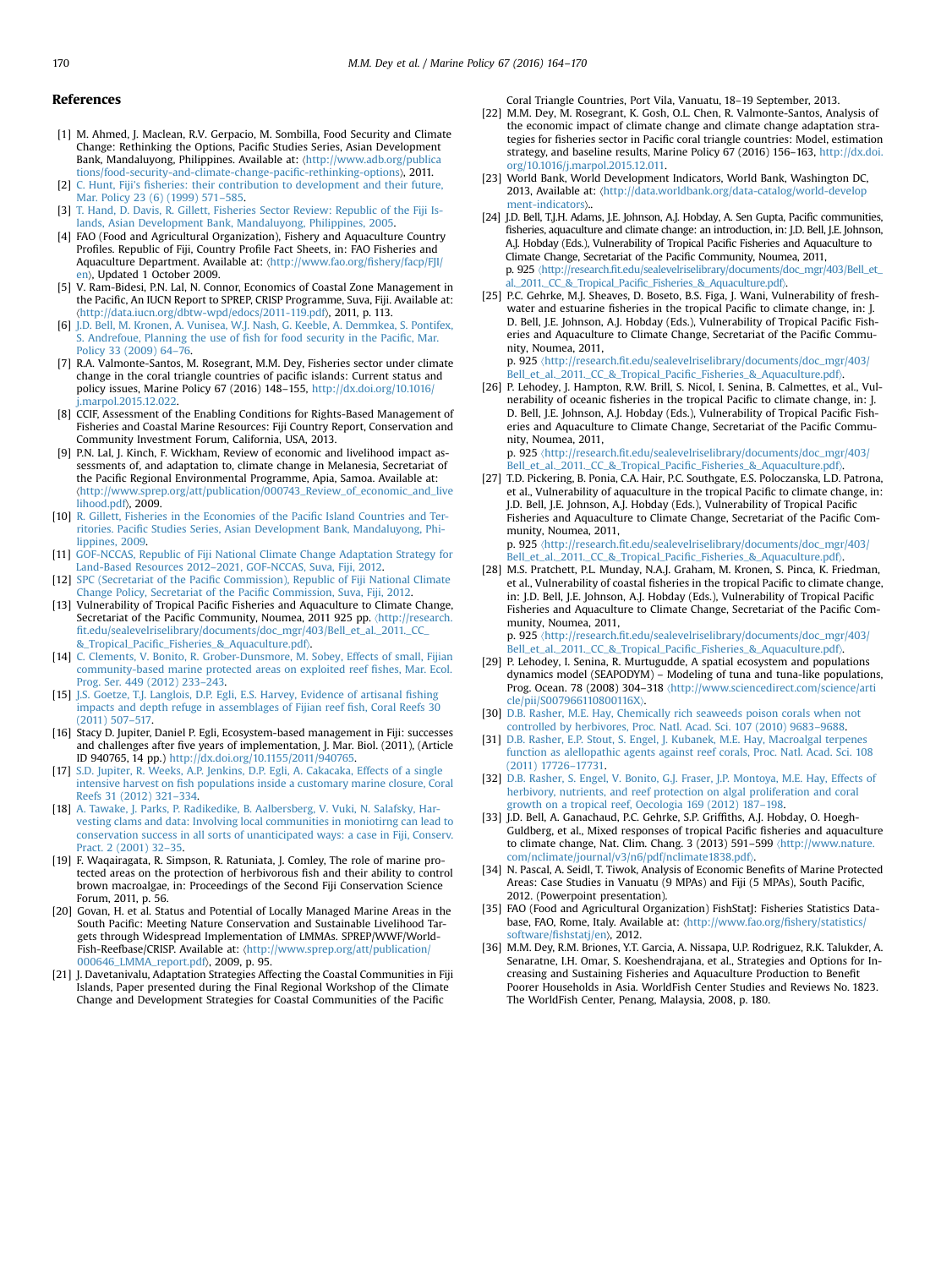## References

[1] M. Ahmed, J. Maclean, R.V. Gerpacio, M. Sombilla, Food Security and Climate Change: Rethinking the Options, Pacific Studies Series, Asian Development Bank, Mandaluyong, Philippines. Available at: ⟨http://www.adb.org/publications/food-security-and-climate-change-pacific-rethinking-options⟩, 2011.

[2] C. Hunt, Fiji's fisheries: their contribution to development and their future, Mar. Policy 23 (6) (1999) 571–585.

[3] T. Hand, D. Davis, R. Gillett, Fisheries Sector Review: Republic of the Fiji Islands, Asian Development Bank, Mandaluyong, Philippines, 2005.

[4] FAO (Food and Agricultural Organization), Fishery and Aquaculture Country Profiles. Republic of Fiji, Country Profile Fact Sheets, in: FAO Fisheries and Aquaculture Department. Available at: ⟨http://www.fao.org/fishery/facp/FJI/en⟩, Updated 1 October 2009.

[5] V. Ram-Bidesi, P.N. Lal, N. Connor, Economics of Coastal Zone Management in the Pacific, An IUCN Report to SPREP, CRISP Programme, Suva, Fiji. Available at: ⟨http://data.iucn.org/dbtw-wpd/edocs/2011-119.pdf⟩, 2011, p. 113.

[6] J.D. Bell, M. Kronen, A. Vunisea, W.J. Nash, G. Keeble, A. Demmkea, S. Pontifex, S. Andrefoue, Planning the use of fish for food security in the Pacific, Mar. Policy 33 (2009) 64–76.

[7] R.A. Valmonte-Santos, M. Rosegrant, M.M. Dey, Fisheries sector under climate change in the coral triangle countries of pacific islands: Current status and policy issues, Marine Policy 67 (2016) 148–155, http://dx.doi.org/10.1016/j.marpol.2015.12.022.

[8] CCIF, Assessment of the Enabling Conditions for Rights-Based Management of Fisheries and Coastal Marine Resources: Fiji Country Report, Conservation and Community Investment Forum, California, USA, 2013.

[9] P.N. Lal, J. Kinch, F. Wickham, Review of economic and livelihood impact assessments of, and adaptation to, climate change in Melanesia, Secretariat of the Pacific Regional Environmental Programme, Apia, Samoa. Available at: ⟨http://www.sprep.org/att/publication/000743_Review_of_economic_and_livelihood.pdf⟩, 2009.

[10] R. Gillett, Fisheries in the Economies of the Pacific Island Countries and Territories. Pacific Studies Series, Asian Development Bank, Mandaluyong, Philippines, 2009.

[11] GOF-NCCAS, Republic of Fiji National Climate Change Adaptation Strategy for Land-Based Resources 2012–2021, GOF-NCCAS, Suva, Fiji, 2012.

[12] SPC (Secretariat of the Pacific Commission), Republic of Fiji National Climate Change Policy, Secretariat of the Pacific Commission, Suva, Fiji, 2012.

[13] Vulnerability of Tropical Pacific Fisheries and Aquaculture to Climate Change, Secretariat of the Pacific Community, Noumea, 2011 925 pp. ⟨http://research.fit.edu/sealevelriselibrary/documents/doc_mgr/403/Bell_et_al._2011._CC_&_Tropical_Pacific_Fisheries_&_Aquaculture.pdf⟩.

[14] C. Clements, V. Bonito, R. Grober-Dunsmore, M. Sobey, Effects of small, Fijian community-based marine protected areas on exploited reef fishes, Mar. Ecol. Prog. Ser. 449 (2012) 233–243.

[15] J.S. Goetze, T.J. Langlois, D.P. Egli, E.S. Harvey, Evidence of artisanal fishing impacts and depth refuge in assemblages of Fijian reef fish, Coral Reefs 30 (2011) 507–517.

[16] Stacy D. Jupiter, Daniel P. Egli, Ecosystem-based management in Fiji: successes and challenges after five years of implementation, J. Mar. Biol. (2011), (Article ID 940765, 14 pp.) http://dx.doi.org/10.1155/2011/940765.

[17] S.D. Jupiter, R. Weeks, A.P. Jenkins, D.P. Egli, A. Cakacaka, Effects of a single intensive harvest on fish populations inside a customary marine closure, Coral Reefs 31 (2012) 321–334.

[18] A. Tawake, J. Parks, P. Radikedike, B. Aalbersberg, V. Vuki, N. Salafsky, Harvesting clams and data: Involving local communities in moniotirng can lead to conservation success in all sorts of unanticipated ways: a case in Fiji, Conserv. Pract. 2 (2001) 32–35.

[19] F. Waqairagata, R. Simpson, R. Ratuniata, J. Comley, The role of marine protected areas on the protection of herbivorous fish and their ability to control brown macroalgae, in: Proceedings of the Second Fiji Conservation Science Forum, 2011, p. 56.

[20] Govan, H. et al. Status and Potential of Locally Managed Marine Areas in the South Pacific: Meeting Nature Conservation and Sustainable Livelihood Targets through Widespread Implementation of LMMAs. SPREP/WWF/World-Fish-Reefbase/CRISP. Available at: ⟨http://www.sprep.org/att/publication/000646_LMMA_report.pdf⟩, 2009, p. 95.

[21] J. Davetanivalu, Adaptation Strategies Affecting the Coastal Communities in Fiji Islands, Paper presented during the Final Regional Workshop of the Climate Change and Development Strategies for Coastal Communities of the Pacific Coral Triangle Countries, Port Vila, Vanuatu, 18–19 September, 2013.

[22] M.M. Dey, M. Rosegrant, K. Gosh, O.L. Chen, R. Valmonte-Santos, Analysis of the economic impact of climate change and climate change adaptation strategies for fisheries sector in Pacific coral triangle countries: Model, estimation strategy, and baseline results, Marine Policy 67 (2016) 156–163, http://dx.doi.org/10.1016/j.marpol.2015.12.011.

[23] World Bank, World Development Indicators, World Bank, Washington DC, 2013, Available at: ⟨http://data.worldbank.org/data-catalog/world-development-indicators⟩..

[24] J.D. Bell, T.J.H. Adams, J.E. Johnson, A.J. Hobday, A. Sen Gupta, Pacific communities, fisheries, aquaculture and climate change: an introduction, in: J.D. Bell, J.E. Johnson, A.J. Hobday (Eds.), Vulnerability of Tropical Pacific Fisheries and Aquaculture to Climate Change, Secretariat of the Pacific Community, Noumea, 2011, p. 925 ⟨http://research.fit.edu/sealevelriselibrary/documents/doc_mgr/403/Bell_et_al._2011._CC_&_Tropical_Pacific_Fisheries_&_Aquaculture.pdf⟩.

[25] P.C. Gehrke, M.J. Sheaves, D. Boseto, B.S. Figa, J. Wani, Vulnerability of freshwater and estuarine fisheries in the tropical Pacific to climate change, in: J. D. Bell, J.E. Johnson, A.J. Hobday (Eds.), Vulnerability of Tropical Pacific Fisheries and Aquaculture to Climate Change, Secretariat of the Pacific Community, Noumea, 2011, p. 925 ⟨http://research.fit.edu/sealevelriselibrary/documents/doc_mgr/403/Bell_et_al._2011._CC_&_Tropical_Pacific_Fisheries_&_Aquaculture.pdf⟩.

[26] P. Lehodey, J. Hampton, R.W. Brill, S. Nicol, I. Senina, B. Calmettes, et al., Vulnerability of oceanic fisheries in the tropical Pacific to climate change, in: J. D. Bell, J.E. Johnson, A.J. Hobday (Eds.), Vulnerability of Tropical Pacific Fisheries and Aquaculture to Climate Change, Secretariat of the Pacific Community, Noumea, 2011, p. 925 ⟨http://research.fit.edu/sealevelriselibrary/documents/doc_mgr/403/Bell_et_al._2011._CC_&_Tropical_Pacific_Fisheries_&_Aquaculture.pdf⟩.

[27] T.D. Pickering, B. Ponia, C.A. Hair, P.C. Southgate, E.S. Poloczanska, L.D. Patrona, et al., Vulnerability of aquaculture in the tropical Pacific to climate change, in: J.D. Bell, J.E. Johnson, A.J. Hobday (Eds.), Vulnerability of Tropical Pacific Fisheries and Aquaculture to Climate Change, Secretariat of the Pacific Community, Noumea, 2011, p. 925 ⟨http://research.fit.edu/sealevelriselibrary/documents/doc_mgr/403/Bell_et_al._2011._CC_&_Tropical_Pacific_Fisheries_&_Aquaculture.pdf⟩.

[28] M.S. Pratchett, P.L. Munday, N.A.J. Graham, M. Kronen, S. Pinca, K. Friedman, et al., Vulnerability of coastal fisheries in the tropical Pacific to climate change, in: J.D. Bell, J.E. Johnson, A.J. Hobday (Eds.), Vulnerability of Tropical Pacific Fisheries and Aquaculture to Climate Change, Secretariat of the Pacific Community, Noumea, 2011, p. 925 ⟨http://research.fit.edu/sealevelriselibrary/documents/doc_mgr/403/Bell_et_al._2011._CC_&_Tropical_Pacific_Fisheries_&_Aquaculture.pdf⟩.

[29] P. Lehodey, I. Senina, R. Murtugudde, A spatial ecosystem and populations dynamics model (SEAPODYM) – Modeling of tuna and tuna-like populations, Prog. Ocean. 78 (2008) 304–318 ⟨http://www.sciencedirect.com/science/article/pii/S007966110800116X⟩.

[30] D.B. Rasher, M.E. Hay, Chemically rich seaweeds poison corals when not controlled by herbivores, Proc. Natl. Acad. Sci. 107 (2010) 9683–9688.

[31] D.B. Rasher, E.P. Stout, S. Engel, J. Kubanek, M.E. Hay, Macroalgal terpenes function as allelopathic agents against reef corals, Proc. Natl. Acad. Sci. 108 (2011) 17726–17731.

[32] D.B. Rasher, S. Engel, V. Bonito, G.J. Fraser, J.P. Montoya, M.E. Hay, Effects of herbivory, nutrients, and reef protection on algal proliferation and coral growth on a tropical reef, Oecologia 169 (2012) 187–198.

[33] J.D. Bell, A. Ganachaud, P.C. Gehrke, S.P. Griffiths, A.J. Hobday, O. Hoegh-Guldberg, et al., Mixed responses of tropical Pacific fisheries and aquaculture to climate change, Nat. Clim. Chang. 3 (2013) 591–599 ⟨http://www.nature.com/nclimate/journal/v3/n6/pdf/nclimate1838.pdf⟩.

[34] N. Pascal, A. Seidl, T. Tiwok, Analysis of Economic Benefits of Marine Protected Areas: Case Studies in Vanuatu (9 MPAs) and Fiji (5 MPAs), South Pacific, 2012. (Powerpoint presentation).

[35] FAO (Food and Agricultural Organization) FishStatJ: Fisheries Statistics Database, FAO, Rome, Italy. Available at: ⟨http://www.fao.org/fishery/statistics/software/fishstatj/en⟩, 2012.

[36] M.M. Dey, R.M. Briones, Y.T. Garcia, A. Nissapa, U.P. Rodriguez, R.K. Talukder, A. Senaratne, I.H. Omar, S. Koeshendrajana, et al., Strategies and Options for Increasing and Sustaining Fisheries and Aquaculture Production to Benefit Poorer Households in Asia. WorldFish Center Studies and Reviews No. 1823. The WorldFish Center, Penang, Malaysia, 2008, p. 180.